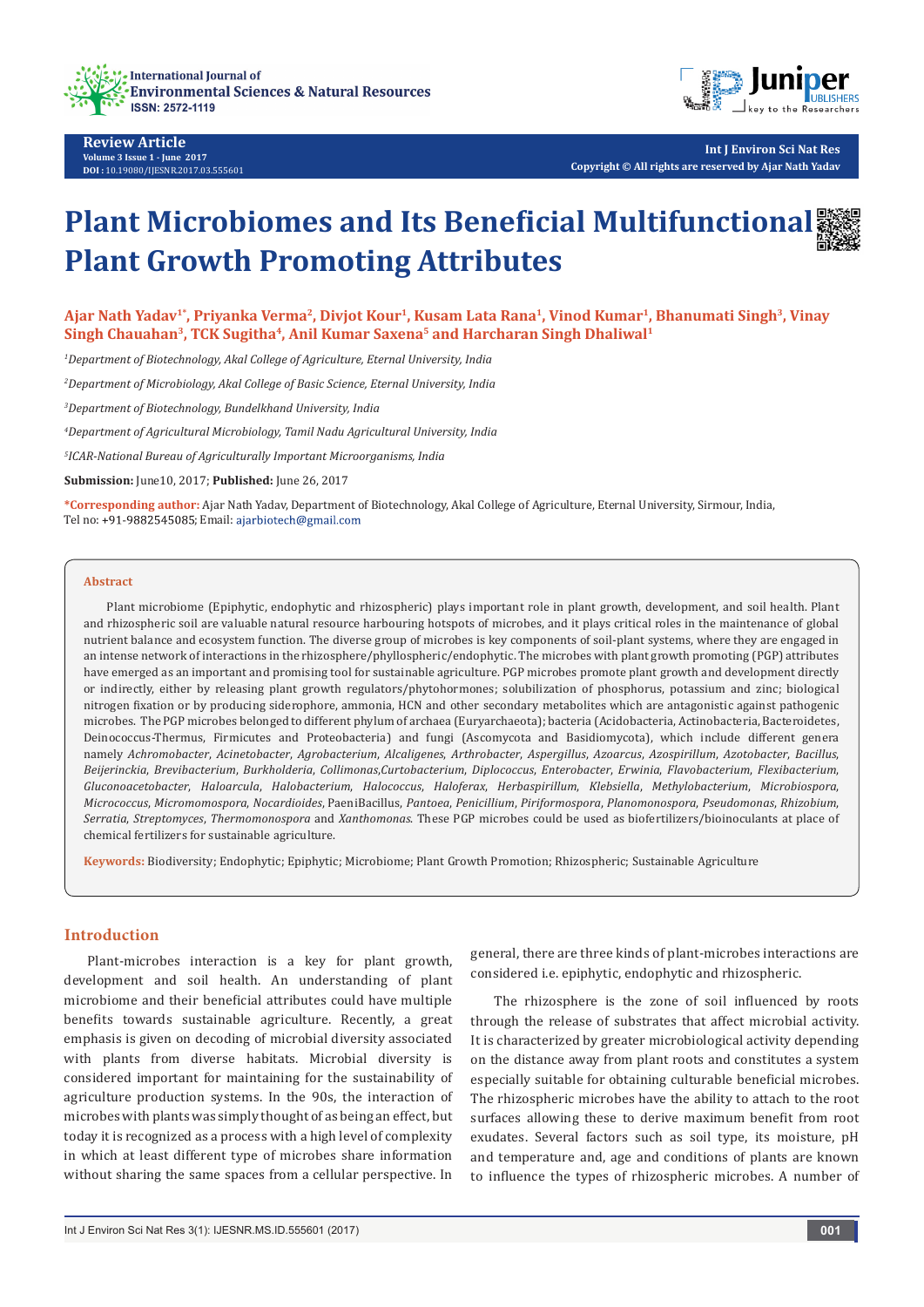Review Article

Volume 3 Issue 1 - June 2017

DOI : 10.19080/IJESNR.2017.03.555601

Int J Environ Sci Nat Res

Copyright © All rights are reserved by Ajar Nath Yadav

# Plant Microbiomes and Its Beneficial Multifunctional Plant Growth Promoting Attributes

**Ajar Nath Yadav[1*], Priyanka Verma[2], Divjot Kour[1], Kusam Lata Rana[1], Vinod Kumar[1], Bhanumati Singh[3], Vinay Singh Chauahan[3], TCK Sugitha[4], Anil Kumar Saxena[5] and Harcharan Singh Dhaliwal[1]**

[1]*Department of Biotechnology, Akal College of Agriculture, Eternal University, India*

[2]*Department of Microbiology, Akal College of Basic Science, Eternal University, India*

[3]*Department of Biotechnology, Bundelkhand University, India*

[4]*Department of Agricultural Microbiology, Tamil Nadu Agricultural University, India*

[5]*ICAR-National Bureau of Agriculturally Important Microorganisms, India*

**Submission:** June10, 2017; **Published:** June 26, 2017

**\*Corresponding author:** Ajar Nath Yadav, Department of Biotechnology, Akal College of Agriculture, Eternal University, Sirmour, India, Tel no: +91-9882545085; Email: ajarbiotech@gmail.com

## Abstract

Plant microbiome (Epiphytic, endophytic and rhizospheric) plays important role in plant growth, development, and soil health. Plant and rhizospheric soil are valuable natural resource harbouring hotspots of microbes, and it plays critical roles in the maintenance of global nutrient balance and ecosystem function. The diverse group of microbes is key components of soil-plant systems, where they are engaged in an intense network of interactions in the rhizosphere/phyllospheric/endophytic. The microbes with plant growth promoting (PGP) attributes have emerged as an important and promising tool for sustainable agriculture. PGP microbes promote plant growth and development directly or indirectly, either by releasing plant growth regulators/phytohormones; solubilization of phosphorus, potassium and zinc; biological nitrogen fixation or by producing siderophore, ammonia, HCN and other secondary metabolites which are antagonistic against pathogenic microbes. The PGP microbes belonged to different phylum of archaea (Euryarchaeota); bacteria (Acidobacteria, Actinobacteria, Bacteroidetes, Deinococcus-Thermus, Firmicutes and Proteobacteria) and fungi (Ascomycota and Basidiomycota), which include different genera namely *Achromobacter*, *Acinetobacter*, *Agrobacterium*, *Alcaligenes*, *Arthrobacter*, *Aspergillus*, *Azoarcus*, *Azospirillum*, *Azotobacter*, *Bacillus*, *Beijerinckia*, *Brevibacterium*, *Burkholderia*, *Collimonas*,*Curtobacterium*, *Diplococcus*, *Enterobacter*, *Erwinia*, *Flavobacterium*, *Flexibacterium*, *Gluconoacetobacter*, *Haloarcula*, *Halobacterium*, *Halococcus*, *Haloferax*, *Herbaspirillum*, *Klebsiella*, *Methylobacterium*, *Microbiospora*, *Micrococcus*, *Micromomospora*, *Nocardioides*, PaeniBacillus, *Pantoea*, *Penicillium*, *Piriformospora*, *Planomonospora*, *Pseudomonas*, *Rhizobium*, *Serratia*, *Streptomyces*, *Thermomonospora* and *Xanthomonas*. These PGP microbes could be used as biofertilizers/bioinoculants at place of chemical fertilizers for sustainable agriculture.

**Keywords:** Biodiversity; Endophytic; Epiphytic; Microbiome; Plant Growth Promotion; Rhizospheric; Sustainable Agriculture

## Introduction

Plant-microbes interaction is a key for plant growth, development and soil health. An understanding of plant microbiome and their beneficial attributes could have multiple benefits towards sustainable agriculture. Recently, a great emphasis is given on decoding of microbial diversity associated with plants from diverse habitats. Microbial diversity is considered important for maintaining for the sustainability of agriculture production systems. In the 90s, the interaction of microbes with plants was simply thought of as being an effect, but today it is recognized as a process with a high level of complexity in which at least different type of microbes share information without sharing the same spaces from a cellular perspective. In general, there are three kinds of plant-microbes interactions are considered i.e. epiphytic, endophytic and rhizospheric.

The rhizosphere is the zone of soil influenced by roots through the release of substrates that affect microbial activity. It is characterized by greater microbiological activity depending on the distance away from plant roots and constitutes a system especially suitable for obtaining culturable beneficial microbes. The rhizospheric microbes have the ability to attach to the root surfaces allowing these to derive maximum benefit from root exudates. Several factors such as soil type, its moisture, pH and temperature and, age and conditions of plants are known to influence the types of rhizospheric microbes. A number of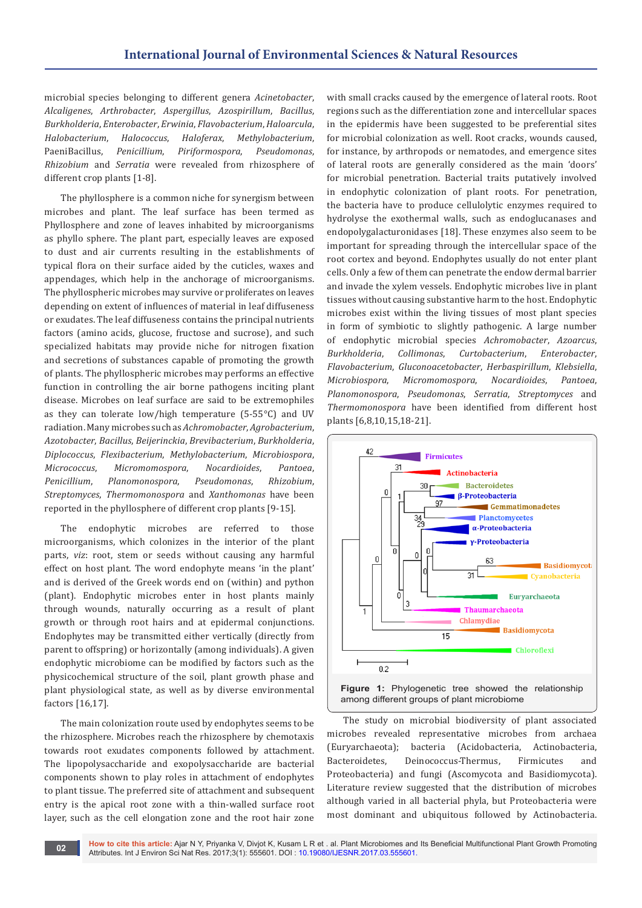microbial species belonging to different genera *Acinetobacter*, *Alcaligenes*, *Arthrobacter*, *Aspergillus*, *Azospirillum*, *Bacillus*, *Burkholderia*, *Enterobacter*, *Erwinia*, *Flavobacterium*, *Haloarcula*, *Halobacterium*, *Halococcus*, *Haloferax*, *Methylobacterium*, PaeniBacillus, *Penicillium*, *Piriformospora*, *Pseudomonas*, *Rhizobium* and *Serratia* were revealed from rhizosphere of different crop plants [1-8].

The phyllosphere is a common niche for synergism between microbes and plant. The leaf surface has been termed as Phyllosphere and zone of leaves inhabited by microorganisms as phyllo sphere. The plant part, especially leaves are exposed to dust and air currents resulting in the establishments of typical flora on their surface aided by the cuticles, waxes and appendages, which help in the anchorage of microorganisms. The phyllospheric microbes may survive or proliferates on leaves depending on extent of influences of material in leaf diffuseness or exudates. The leaf diffuseness contains the principal nutrients factors (amino acids, glucose, fructose and sucrose), and such specialized habitats may provide niche for nitrogen fixation and secretions of substances capable of promoting the growth of plants. The phyllospheric microbes may performs an effective function in controlling the air borne pathogens inciting plant disease. Microbes on leaf surface are said to be extremophiles as they can tolerate low/high temperature (5-55°C) and UV radiation. Many microbes such as *Achromobacter*, *Agrobacterium*, *Azotobacter*, *Bacillus*, *Beijerinckia*, *Brevibacterium*, *Burkholderia*, *Diplococcus*, *Flexibacterium*, *Methylobacterium*, *Microbiospora*, *Micrococcus*, *Micromomospora*, *Nocardioides*, *Pantoea*, *Penicillium*, *Planomonospora*, *Pseudomonas*, *Rhizobium*, *Streptomyces*, *Thermomonospora* and *Xanthomonas* have been reported in the phyllosphere of different crop plants [9-15].

The endophytic microbes are referred to those microorganisms, which colonizes in the interior of the plant parts, *viz*: root, stem or seeds without causing any harmful effect on host plant. The word endophyte means 'in the plant' and is derived of the Greek words end on (within) and python (plant). Endophytic microbes enter in host plants mainly through wounds, naturally occurring as a result of plant growth or through root hairs and at epidermal conjunctions. Endophytes may be transmitted either vertically (directly from parent to offspring) or horizontally (among individuals). A given endophytic microbiome can be modified by factors such as the physicochemical structure of the soil, plant growth phase and plant physiological state, as well as by diverse environmental factors [16,17].

The main colonization route used by endophytes seems to be the rhizosphere. Microbes reach the rhizosphere by chemotaxis towards root exudates components followed by attachment. The lipopolysaccharide and exopolysaccharide are bacterial components shown to play roles in attachment of endophytes to plant tissue. The preferred site of attachment and subsequent entry is the apical root zone with a thin-walled surface root layer, such as the cell elongation zone and the root hair zone with small cracks caused by the emergence of lateral roots. Root regions such as the differentiation zone and intercellular spaces in the epidermis have been suggested to be preferential sites for microbial colonization as well. Root cracks, wounds caused, for instance, by arthropods or nematodes, and emergence sites of lateral roots are generally considered as the main 'doors' for microbial penetration. Bacterial traits putatively involved in endophytic colonization of plant roots. For penetration, the bacteria have to produce cellulolytic enzymes required to hydrolyse the exothermal walls, such as endoglucanases and endopolygalacturonidases [18]. These enzymes also seem to be important for spreading through the intercellular space of the root cortex and beyond. Endophytes usually do not enter plant cells. Only a few of them can penetrate the endow dermal barrier and invade the xylem vessels. Endophytic microbes live in plant tissues without causing substantive harm to the host. Endophytic microbes exist within the living tissues of most plant species in form of symbiotic to slightly pathogenic. A large number of endophytic microbial species *Achromobacter*, *Azoarcus*, *Burkholderia*, *Collimonas*, *Curtobacterium*, *Enterobacter*, *Flavobacterium*, *Gluconoacetobacter*, *Herbaspirillum*, *Klebsiella*, *Microbiospora*, *Micromomospora*, *Nocardioides*, *Pantoea*, *Planomonospora*, *Pseudomonas*, *Serratia*, *Streptomyces* and *Thermomonospora* have been identified from different host plants [6,8,10,15,18-21].

**Figure 1:** Phylogenetic tree showed the relationship among different groups of plant microbiome

The study on microbial biodiversity of plant associated microbes revealed representative microbes from archaea (Euryarchaeota); bacteria (Acidobacteria, Actinobacteria, Bacteroidetes, Deinococcus-Thermus, Firmicutes and Proteobacteria) and fungi (Ascomycota and Basidiomycota). Literature review suggested that the distribution of microbes although varied in all bacterial phyla, but Proteobacteria were most dominant and ubiquitous followed by Actinobacteria.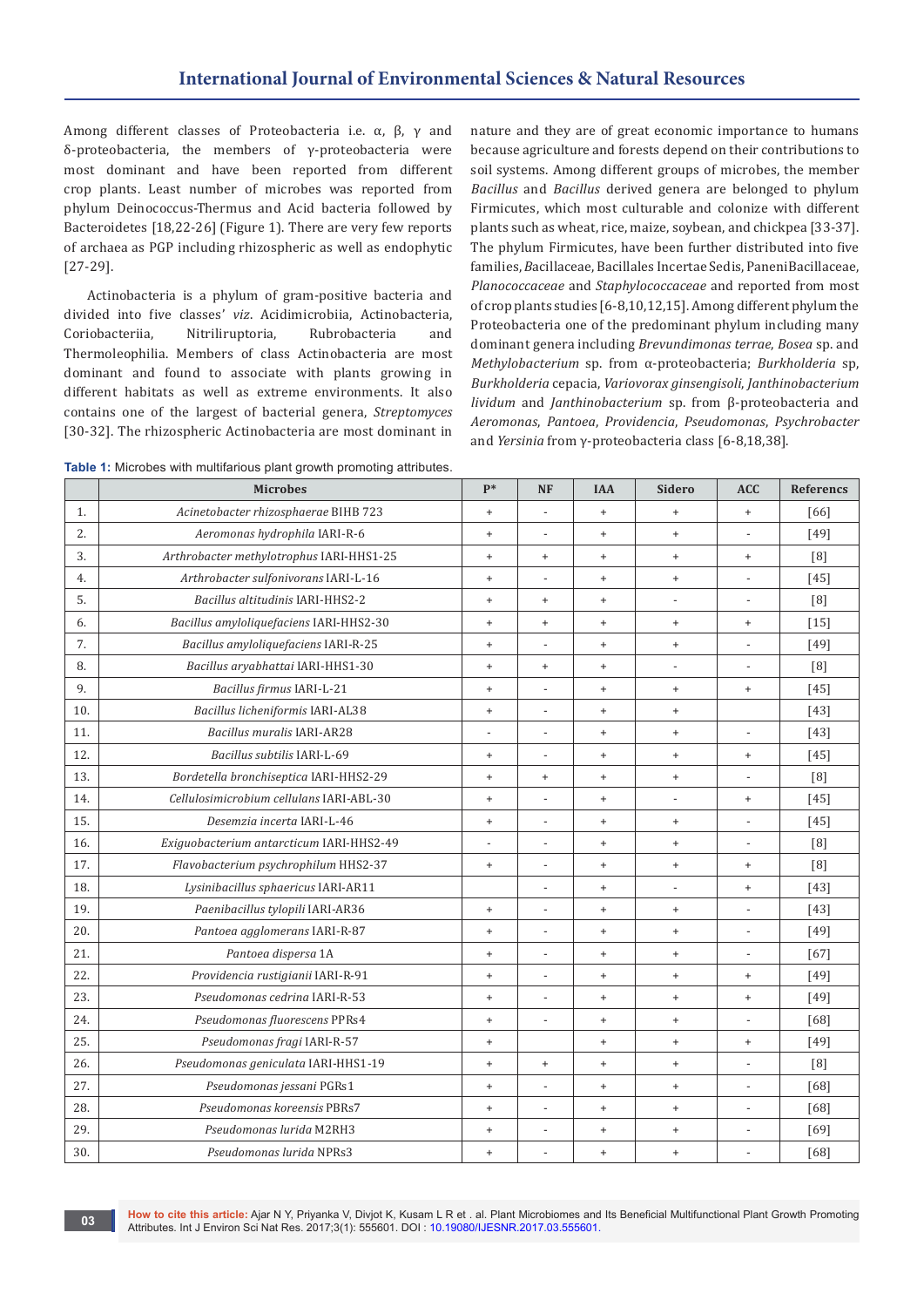Among different classes of Proteobacteria i.e. α, β, γ and δ-proteobacteria, the members of γ-proteobacteria were most dominant and have been reported from different crop plants. Least number of microbes was reported from phylum Deinococcus-Thermus and Acid bacteria followed by Bacteroidetes [18,22-26] (Figure 1). There are very few reports of archaea as PGP including rhizospheric as well as endophytic [27-29].

Actinobacteria is a phylum of gram-positive bacteria and divided into five classes' *viz*. Acidimicrobiia, Actinobacteria, Coriobacteriia, Nitriliruptoria, Rubrobacteria and Thermoleophilia. Members of class Actinobacteria are most dominant and found to associate with plants growing in different habitats as well as extreme environments. It also contains one of the largest of bacterial genera, *Streptomyces* [30-32]. The rhizospheric Actinobacteria are most dominant in nature and they are of great economic importance to humans because agriculture and forests depend on their contributions to soil systems. Among different groups of microbes, the member *Bacillus* and *Bacillus* derived genera are belonged to phylum Firmicutes, which most culturable and colonize with different plants such as wheat, rice, maize, soybean, and chickpea [33-37]. The phylum Firmicutes, have been further distributed into five families, *B*acillaceae, Bacillales Incertae Sedis, PaneniBacillaceae, *Planococcaceae* and *Staphylococcaceae* and reported from most of crop plants studies [6-8,10,12,15]. Among different phylum the Proteobacteria one of the predominant phylum including many dominant genera including *Brevundimonas terrae*, *Bosea* sp. and *Methylobacterium* sp. from α-proteobacteria; *Burkholderia* sp, *Burkholderia* cepacia, *Variovorax ginsengisoli*, *Janthinobacterium lividum* and *Janthinobacterium* sp. from β-proteobacteria and *Aeromonas*, *Pantoea*, *Providencia*, *Pseudomonas*, *Psychrobacter* and *Yersinia* from γ-proteobacteria class [6-8,18,38].

**Table 1:** Microbes with multifarious plant growth promoting attributes.

| | Microbes | P* | NF | IAA | Sidero | ACC | References |
|---|---|---|---|---|---|---|---|
| 1. | *Acinetobacter rhizosphaerae* BIHB 723 | + | - | + | + | + | [66] |
| 2. | *Aeromonas hydrophila* IARI-R-6 | + | - | + | + | - | [49] |
| 3. | *Arthrobacter methylotrophus* IARI-HHS1-25 | + | + | + | + | + | [8] |
| 4. | *Arthrobacter sulfonivorans* IARI-L-16 | + | - | + | + | - | [45] |
| 5. | *Bacillus altitudinis* IARI-HHS2-2 | + | + | + | - | - | [8] |
| 6. | *Bacillus amyloliquefaciens* IARI-HHS2-30 | + | + | + | + | + | [15] |
| 7. | *Bacillus amyloliquefaciens* IARI-R-25 | + | - | + | + | - | [49] |
| 8. | *Bacillus aryabhattai* IARI-HHS1-30 | + | + | + | - | - | [8] |
| 9. | *Bacillus firmus* IARI-L-21 | + | - | + | + | + | [45] |
| 10. | *Bacillus licheniformis* IARI-AL38 | + | - | + | + | | [43] |
| 11. | *Bacillus muralis* IARI-AR28 | - | - | + | + | - | [43] |
| 12. | *Bacillus subtilis* IARI-L-69 | + | - | + | + | + | [45] |
| 13. | *Bordetella bronchiseptica* IARI-HHS2-29 | + | + | + | + | - | [8] |
| 14. | *Cellulosimicrobium cellulans* IARI-ABL-30 | + | - | + | - | + | [45] |
| 15. | *Desemzia incerta* IARI-L-46 | + | - | + | + | - | [45] |
| 16. | *Exiguobacterium antarcticum* IARI-HHS2-49 | - | - | + | + | - | [8] |
| 17. | *Flavobacterium psychrophilum* HHS2-37 | + | - | + | + | + | [8] |
| 18. | *Lysinibacillus sphaericus* IARI-AR11 | | - | + | - | + | [43] |
| 19. | *Paenibacillus tylopili* IARI-AR36 | + | - | + | + | - | [43] |
| 20. | *Pantoea agglomerans* IARI-R-87 | + | - | + | + | - | [49] |
| 21. | *Pantoea dispersa* 1A | + | - | + | + | - | [67] |
| 22. | *Providencia rustigianii* IARI-R-91 | + | - | + | + | + | [49] |
| 23. | *Pseudomonas cedrina* IARI-R-53 | + | - | + | + | + | [49] |
| 24. | *Pseudomonas fluorescens* PPRs4 | + | - | + | + | - | [68] |
| 25. | *Pseudomonas fragi* IARI-R-57 | + | | + | + | + | [49] |
| 26. | *Pseudomonas geniculata* IARI-HHS1-19 | + | + | + | + | - | [8] |
| 27. | *Pseudomonas jessani* PGRs1 | + | - | + | + | - | [68] |
| 28. | *Pseudomonas koreensis* PBRs7 | + | - | + | + | - | [68] |
| 29. | *Pseudomonas lurida* M2RH3 | + | - | + | + | - | [69] |
| 30. | *Pseudomonas lurida* NPRs3 | + | - | + | + | - | [68] |

**How to cite this article:** Ajar N Y, Priyanka V, Divjot K, Kusam L R et . al. Plant Microbiomes and Its Beneficial Multifunctional Plant Growth Promoting Attributes. Int J Environ Sci Nat Res. 2017;3(1): 555601. DOI : 10.19080/IJESNR.2017.03.555601.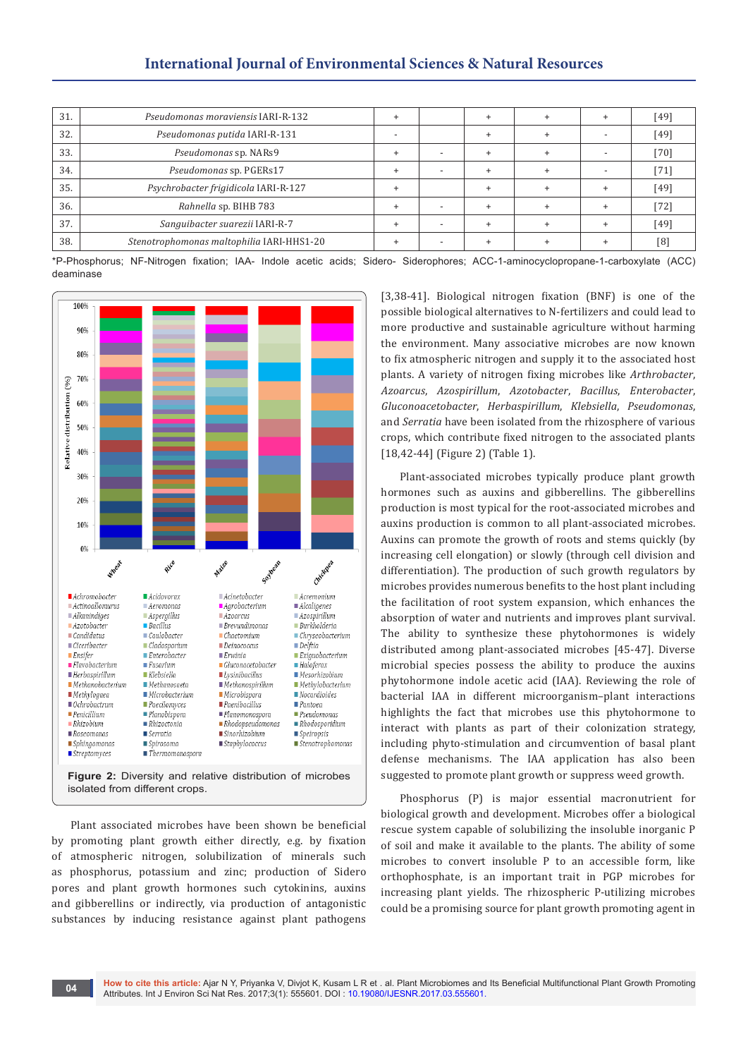|  |  |  |  |  |  |  |  |
|---|---|---|---|---|---|---|---|
| 31. | *Pseudomonas moraviensis* IARI-R-132 | + |  | + | + | + | [49] |
| 32. | *Pseudomonas putida* IARI-R-131 | - |  | + | + | - | [49] |
| 33. | *Pseudomonas* sp. NARs9 | + | - | + | + | - | [70] |
| 34. | *Pseudomonas* sp. PGERs17 | + | - | + | + | - | [71] |
| 35. | *Psychrobacter frigidicola* IARI-R-127 | + |  | + | + | + | [49] |
| 36. | *Rahnella* sp. BIHB 783 | + | - | + | + | + | [72] |
| 37. | *Sanguibacter suarezii* IARI-R-7 | + | - | + | + | + | [49] |
| 38. | *Stenotrophomonas maltophilia* IARI-HHS1-20 | + | - | + | + | + | [8] |

*P-Phosphorus; NF-Nitrogen fixation; IAA- Indole acetic acids; Sidero- Siderophores; ACC-1-aminocyclopropane-1-carboxylate (ACC) deaminase

**Figure 2:** Diversity and relative distribution of microbes isolated from different crops.

Plant associated microbes have been shown be beneficial by promoting plant growth either directly, e.g. by fixation of atmospheric nitrogen, solubilization of minerals such as phosphorus, potassium and zinc; production of Sidero pores and plant growth hormones such cytokinins, auxins and gibberellins or indirectly, via production of antagonistic substances by inducing resistance against plant pathogens [3,38-41]. Biological nitrogen fixation (BNF) is one of the possible biological alternatives to N-fertilizers and could lead to more productive and sustainable agriculture without harming the environment. Many associative microbes are now known to fix atmospheric nitrogen and supply it to the associated host plants. A variety of nitrogen fixing microbes like *Arthrobacter*, *Azoarcus*, *Azospirillum*, *Azotobacter*, *Bacillus*, *Enterobacter*, *Gluconoacetobacter*, *Herbaspirillum*, *Klebsiella*, *Pseudomonas*, and *Serratia* have been isolated from the rhizosphere of various crops, which contribute fixed nitrogen to the associated plants [18,42-44] (Figure 2) (Table 1).

Plant-associated microbes typically produce plant growth hormones such as auxins and gibberellins. The gibberellins production is most typical for the root-associated microbes and auxins production is common to all plant-associated microbes. Auxins can promote the growth of roots and stems quickly (by increasing cell elongation) or slowly (through cell division and differentiation). The production of such growth regulators by microbes provides numerous benefits to the host plant including the facilitation of root system expansion, which enhances the absorption of water and nutrients and improves plant survival. The ability to synthesize these phytohormones is widely distributed among plant-associated microbes [45-47]. Diverse microbial species possess the ability to produce the auxins phytohormone indole acetic acid (IAA). Reviewing the role of bacterial IAA in different microorganism–plant interactions highlights the fact that microbes use this phytohormone to interact with plants as part of their colonization strategy, including phyto-stimulation and circumvention of basal plant defense mechanisms. The IAA application has also been suggested to promote plant growth or suppress weed growth.

Phosphorus (P) is major essential macronutrient for biological growth and development. Microbes offer a biological rescue system capable of solubilizing the insoluble inorganic P of soil and make it available to the plants. The ability of some microbes to convert insoluble P to an accessible form, like orthophosphate, is an important trait in PGP microbes for increasing plant yields. The rhizospheric P-utilizing microbes could be a promising source for plant growth promoting agent in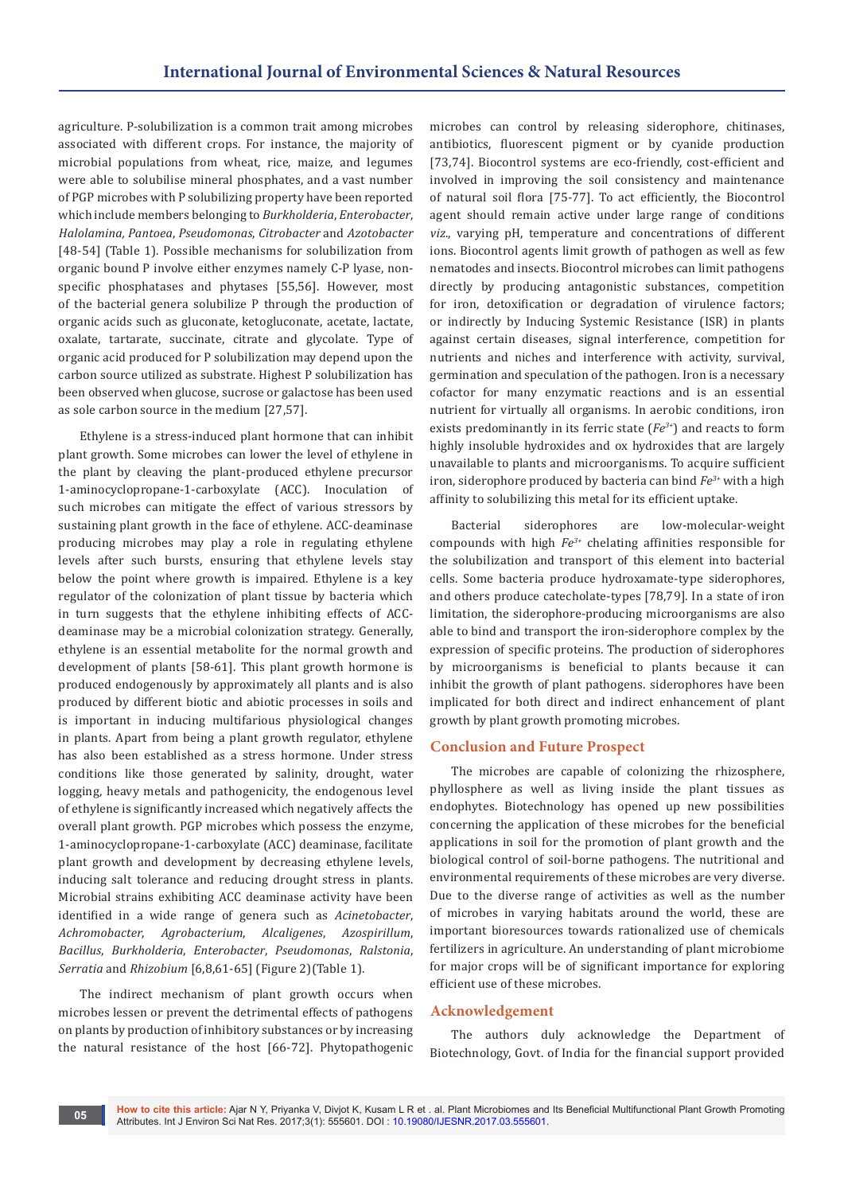agriculture. P-solubilization is a common trait among microbes associated with different crops. For instance, the majority of microbial populations from wheat, rice, maize, and legumes were able to solubilise mineral phosphates, and a vast number of PGP microbes with P solubilizing property have been reported which include members belonging to *Burkholderia*, *Enterobacter*, *Halolamina, Pantoea*, *Pseudomonas*, *Citrobacter* and *Azotobacter* [48-54] (Table 1). Possible mechanisms for solubilization from organic bound P involve either enzymes namely C-P lyase, non-specific phosphatases and phytases [55,56]. However, most of the bacterial genera solubilize P through the production of organic acids such as gluconate, ketogluconate, acetate, lactate, oxalate, tartarate, succinate, citrate and glycolate. Type of organic acid produced for P solubilization may depend upon the carbon source utilized as substrate. Highest P solubilization has been observed when glucose, sucrose or galactose has been used as sole carbon source in the medium [27,57].

Ethylene is a stress-induced plant hormone that can inhibit plant growth. Some microbes can lower the level of ethylene in the plant by cleaving the plant-produced ethylene precursor 1-aminocyclopropane-1-carboxylate (ACC). Inoculation of such microbes can mitigate the effect of various stressors by sustaining plant growth in the face of ethylene. ACC-deaminase producing microbes may play a role in regulating ethylene levels after such bursts, ensuring that ethylene levels stay below the point where growth is impaired. Ethylene is a key regulator of the colonization of plant tissue by bacteria which in turn suggests that the ethylene inhibiting effects of ACC-deaminase may be a microbial colonization strategy. Generally, ethylene is an essential metabolite for the normal growth and development of plants [58-61]. This plant growth hormone is produced endogenously by approximately all plants and is also produced by different biotic and abiotic processes in soils and is important in inducing multifarious physiological changes in plants. Apart from being a plant growth regulator, ethylene has also been established as a stress hormone. Under stress conditions like those generated by salinity, drought, water logging, heavy metals and pathogenicity, the endogenous level of ethylene is significantly increased which negatively affects the overall plant growth. PGP microbes which possess the enzyme, 1-aminocyclopropane-1-carboxylate (ACC) deaminase, facilitate plant growth and development by decreasing ethylene levels, inducing salt tolerance and reducing drought stress in plants. Microbial strains exhibiting ACC deaminase activity have been identified in a wide range of genera such as *Acinetobacter*, *Achromobacter*, *Agrobacterium*, *Alcaligenes*, *Azospirillum*, *Bacillus*, *Burkholderia*, *Enterobacter*, *Pseudomonas*, *Ralstonia*, *Serratia* and *Rhizobium* [6,8,61-65] (Figure 2)(Table 1).

The indirect mechanism of plant growth occurs when microbes lessen or prevent the detrimental effects of pathogens on plants by production of inhibitory substances or by increasing the natural resistance of the host [66-72]. Phytopathogenic microbes can control by releasing siderophore, chitinases, antibiotics, fluorescent pigment or by cyanide production [73,74]. Biocontrol systems are eco-friendly, cost-efficient and involved in improving the soil consistency and maintenance of natural soil flora [75-77]. To act efficiently, the Biocontrol agent should remain active under large range of conditions *viz*., varying pH, temperature and concentrations of different ions. Biocontrol agents limit growth of pathogen as well as few nematodes and insects. Biocontrol microbes can limit pathogens directly by producing antagonistic substances, competition for iron, detoxification or degradation of virulence factors; or indirectly by Inducing Systemic Resistance (ISR) in plants against certain diseases, signal interference, competition for nutrients and niches and interference with activity, survival, germination and speculation of the pathogen. Iron is a necessary cofactor for many enzymatic reactions and is an essential nutrient for virtually all organisms. In aerobic conditions, iron exists predominantly in its ferric state ($Fe^{3+}$) and reacts to form highly insoluble hydroxides and ox hydroxides that are largely unavailable to plants and microorganisms. To acquire sufficient iron, siderophore produced by bacteria can bind $Fe^{3+}$ with a high affinity to solubilizing this metal for its efficient uptake.

Bacterial siderophores are low-molecular-weight compounds with high $Fe^{3+}$ chelating affinities responsible for the solubilization and transport of this element into bacterial cells. Some bacteria produce hydroxamate-type siderophores, and others produce catecholate-types [78,79]. In a state of iron limitation, the siderophore-producing microorganisms are also able to bind and transport the iron-siderophore complex by the expression of specific proteins. The production of siderophores by microorganisms is beneficial to plants because it can inhibit the growth of plant pathogens. siderophores have been implicated for both direct and indirect enhancement of plant growth by plant growth promoting microbes.

## Conclusion and Future Prospect

The microbes are capable of colonizing the rhizosphere, phyllosphere as well as living inside the plant tissues as endophytes. Biotechnology has opened up new possibilities concerning the application of these microbes for the beneficial applications in soil for the promotion of plant growth and the biological control of soil-borne pathogens. The nutritional and environmental requirements of these microbes are very diverse. Due to the diverse range of activities as well as the number of microbes in varying habitats around the world, these are important bioresources towards rationalized use of chemicals fertilizers in agriculture. An understanding of plant microbiome for major crops will be of significant importance for exploring efficient use of these microbes.

## Acknowledgement

The authors duly acknowledge the Department of Biotechnology, Govt. of India for the financial support provided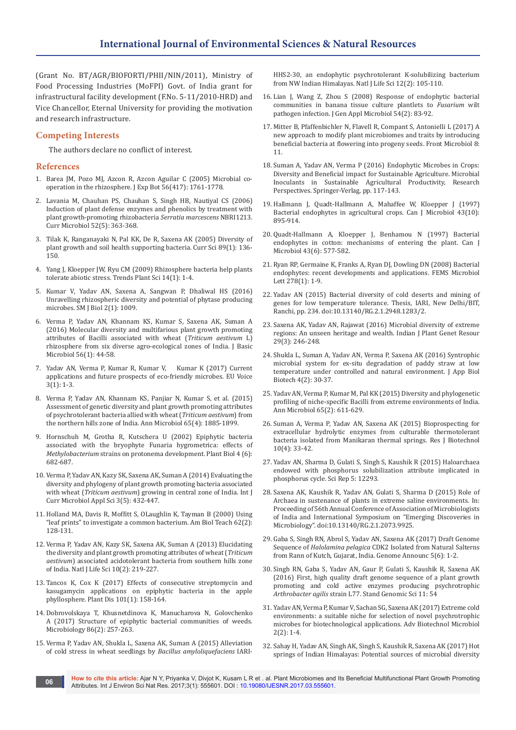(Grant No. BT/AGR/BIOFORTI/PHII/NIN/2011), Ministry of Food Processing Industries (MoFPI) Govt. of India grant for infrastructural facility development (F.No. 5-11/2010-HRD) and Vice Chancellor, Eternal University for providing the motivation and research infrastructure.

## Competing Interests

The authors declare no conflict of interest.

## References

1. Barea JM, Pozo MJ, Azcon R, Azcon Aguilar C (2005) Microbial co-operation in the rhizosphere. J Exp Bot 56(417): 1761-1778.
2. Lavania M, Chauhan PS, Chauhan S, Singh HB, Nautiyal CS (2006) Induction of plant defense enzymes and phenolics by treatment with plant growth-promoting rhizobacteria *Serratia marcescens* NBRI1213. Curr Microbiol 52(5): 363-368.
3. Tilak K, Ranganayaki N, Pal KK, De R, Saxena AK (2005) Diversity of plant growth and soil health supporting bacteria. Curr Sci 89(1): 136-150.
4. Yang J, Kloepper JW, Ryu CM (2009) Rhizosphere bacteria help plants tolerate abiotic stress. Trends Plant Sci 14(1): 1-4.
5. Kumar V, Yadav AN, Saxena A, Sangwan P, Dhaliwal HS (2016) Unravelling rhizospheric diversity and potential of phytase producing microbes. SM J Biol 2(1): 1009.
6. Verma P, Yadav AN, Khannam KS, Kumar S, Saxena AK, Suman A (2016) Molecular diversity and multifarious plant growth promoting attributes of Bacilli associated with wheat (*Triticum aestivum* L) rhizosphere from six diverse agro-ecological zones of India. J Basic Microbiol 56(1): 44-58.
7. Yadav AN, Verma P, Kumar R, Kumar V, Kumar K (2017) Current applications and future prospects of eco-friendly microbes. EU Voice 3(1): 1-3.
8. Verma P, Yadav AN, Khannam KS, Panjiar N, Kumar S, et al. (2015) Assessment of genetic diversity and plant growth promoting attributes of psychrotolerant bacteria allied with wheat (*Triticum aestivum*) from the northern hills zone of India. Ann Microbiol 65(4): 1885-1899.
9. Hornschuh M, Grotha R, Kutschera U (2002) Epiphytic bacteria associated with the bryophyte Funaria hygrometrica: effects of *Methylobacterium* strains on protonema development. Plant Biol 4 (6): 682-687.
10. Verma P, Yadav AN, Kazy SK, Saxena AK, Suman A (2014) Evaluating the diversity and phylogeny of plant growth promoting bacteria associated with wheat (*Triticum aestivum*) growing in central zone of India. Int J Curr Microbiol Appl Sci 3(5): 432-447.
11. Holland MA, Davis R, Moffitt S, OLaughlin K, Tayman B (2000) Using "leaf prints" to investigate a common bacterium. Am Biol Teach 62(2): 128-131.
12. Verma P, Yadav AN, Kazy SK, Saxena AK, Suman A (2013) Elucidating the diversity and plant growth promoting attributes of wheat (*Triticum aestivum*) associated acidotolerant bacteria from southern hills zone of India. Natl J Life Sci 10(2): 219-227.
13. Tancos K, Cox K (2017) Effects of consecutive streptomycin and kasugamycin applications on epiphytic bacteria in the apple phyllosphere. Plant Dis 101(1): 158-164.
14. Dobrovolskaya T, Khusnetdinova K, Manucharova N, Golovchenko A (2017) Structure of epiphytic bacterial communities of weeds. Microbiology 86(2): 257-263.
15. Verma P, Yadav AN, Shukla L, Saxena AK, Suman A (2015) Alleviation of cold stress in wheat seedlings by *Bacillus amyloliquefaciens* IARI-HHS2-30, an endophytic psychrotolerant K-solubilizing bacterium from NW Indian Himalayas. Natl J Life Sci 12(2): 105-110.
16. Lian J, Wang Z, Zhou S (2008) Response of endophytic bacterial communities in banana tissue culture plantlets to *Fusarium* wilt pathogen infection. J Gen Appl Microbiol 54(2): 83-92.
17. Mitter B, Pfaffenbichler N, Flavell R, Compant S, Antonielli L (2017) A new approach to modify plant microbiomes and traits by introducing beneficial bacteria at flowering into progeny seeds. Front Microbiol 8: 11.
18. Suman A, Yadav AN, Verma P (2016) Endophytic Microbes in Crops: Diversity and Beneficial impact for Sustainable Agriculture. Microbial Inoculants in Sustainable Agricultural Productivity, Research Perspectives. Springer-Verlag, pp. 117-143.
19. Hallmann J, Quadt-Hallmann A, Mahaffee W, Kloepper J (1997) Bacterial endophytes in agricultural crops. Can J Microbiol 43(10): 895-914.
20. Quadt-Hallmann A, Kloepper J, Benhamou N (1997) Bacterial endophytes in cotton: mechanisms of entering the plant. Can J Microbiol 43(6): 577-582.
21. Ryan RP, Germaine K, Franks A, Ryan DJ, Dowling DN (2008) Bacterial endophytes: recent developments and applications. FEMS Microbiol Lett 278(1): 1-9.
22. Yadav AN (2015) Bacterial diversity of cold deserts and mining of genes for low temperature tolerance. Thesis, IARI, New Delhi/BIT, Ranchi, pp. 234. doi:10.13140/RG.2.1.2948.1283/2.
23. Saxena AK, Yadav AN, Rajawat (2016) Microbial diversity of extreme regions: An unseen heritage and wealth. Indian J Plant Genet Resour 29(3): 246-248.
24. Shukla L, Suman A, Yadav AN, Verma P, Saxena AK (2016) Syntrophic microbial system for ex-situ degradation of paddy straw at low temperature under controlled and natural environment. J App Biol Biotech 4(2): 30-37.
25. Yadav AN, Verma P, Kumar M, Pal KK (2015) Diversity and phylogenetic profiling of niche-specific Bacilli from extreme environments of India. Ann Microbiol 65(2): 611-629.
26. Suman A, Verma P, Yadav AN, Saxena AK (2015) Bioprospecting for extracellular hydrolytic enzymes from culturable thermotolerant bacteria isolated from Manikaran thermal springs. Res J Biotechnol 10(4): 33-42.
27. Yadav AN, Sharma D, Gulati S, Singh S, Kaushik R (2015) Haloarchaea endowed with phosphorus solubilization attribute implicated in phosphorus cycle. Sci Rep 5: 12293.
28. Saxena AK, Kaushik R, Yadav AN, Gulati S, Sharma D (2015) Role of Archaea in sustenance of plants in extreme saline environments. In: Proceeding of 56th Annual Conference of Association of Microbiologists of India and International Symposium on "Emerging Discoveries in Microbiology". doi:10.13140/RG.2.1.2073.9925.
29. Gaba S, Singh RN, Abrol S, Yadav AN, Saxena AK (2017) Draft Genome Sequence of *Halolamina pelagica* CDK2 Isolated from Natural Salterns from Rann of Kutch, Gujarat, India. Genome Announc 5(6): 1-2.
30. Singh RN, Gaba S, Yadav AN, Gaur P, Gulati S, Kaushik R, Saxena AK (2016) First, high quality draft genome sequence of a plant growth promoting and cold active enzymes producing psychrotrophic *Arthrobacter agilis* strain L77. Stand Genomic Sci 11: 54
31. Yadav AN, Verma P, Kumar V, Sachan SG, Saxena AK (2017) Extreme cold environments: a suitable niche for selection of novel psychrotrophic microbes for biotechnological applications. Adv Biotechnol Microbiol 2(2): 1-4.
32. Sahay H, Yadav AN, Singh AK, Singh S, Kaushik R, Saxena AK (2017) Hot springs of Indian Himalayas: Potential sources of microbial diversity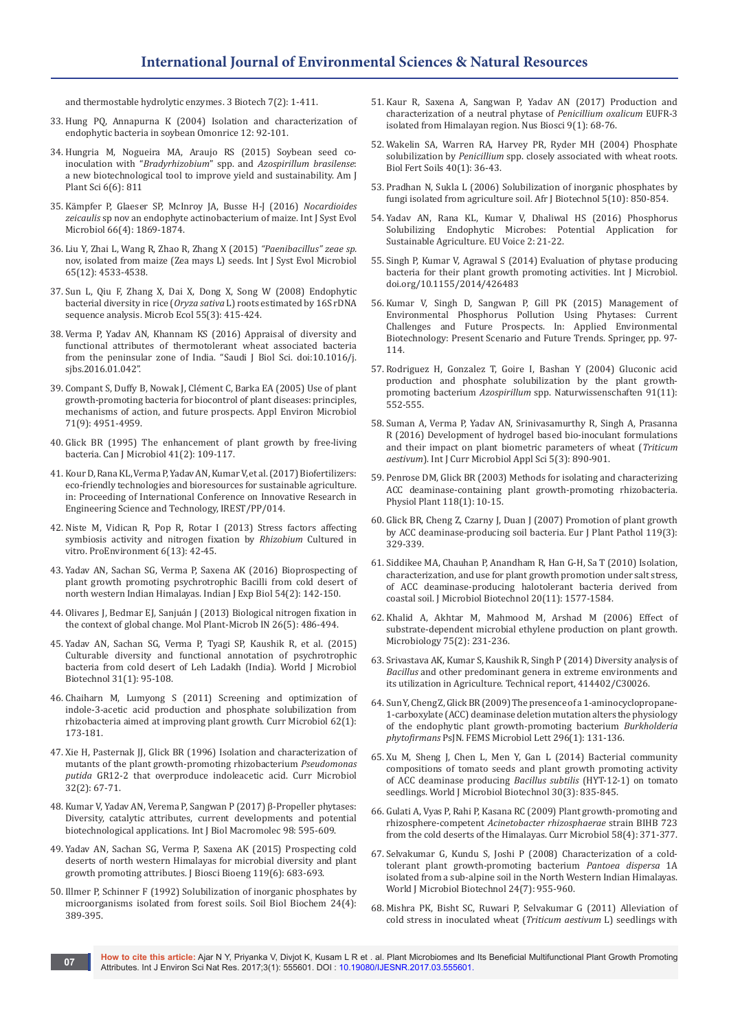and thermostable hydrolytic enzymes. 3 Biotech 7(2): 1-411.

33. Hung PQ, Annapurna K (2004) Isolation and characterization of endophytic bacteria in soybean Omonrice 12: 92-101.

34. Hungria M, Nogueira MA, Araujo RS (2015) Soybean seed co-inoculation with "*Bradyrhizobium*" spp. and *Azospirillum brasilense*: a new biotechnological tool to improve yield and sustainability. Am J Plant Sci 6(6): 811

35. Kämpfer P, Glaeser SP, McInroy JA, Busse H-J (2016) *Nocardioides zeicaulis* sp nov an endophyte actinobacterium of maize. Int J Syst Evol Microbiol 66(4): 1869-1874.

36. Liu Y, Zhai L, Wang R, Zhao R, Zhang X (2015) *"Paenibacillus" zeae sp.* nov, isolated from maize (Zea mays L) seeds. Int J Syst Evol Microbiol 65(12): 4533-4538.

37. Sun L, Qiu F, Zhang X, Dai X, Dong X, Song W (2008) Endophytic bacterial diversity in rice (*Oryza sativa* L) roots estimated by 16S rDNA sequence analysis. Microb Ecol 55(3): 415-424.

38. Verma P, Yadav AN, Khannam KS (2016) Appraisal of diversity and functional attributes of thermotolerant wheat associated bacteria from the peninsular zone of India. "Saudi J Biol Sci. doi:10.1016/j.sjbs.2016.01.042".

39. Compant S, Duffy B, Nowak J, Clément C, Barka EA (2005) Use of plant growth-promoting bacteria for biocontrol of plant diseases: principles, mechanisms of action, and future prospects. Appl Environ Microbiol 71(9): 4951-4959.

40. Glick BR (1995) The enhancement of plant growth by free-living bacteria. Can J Microbiol 41(2): 109-117.

41. Kour D, Rana KL, Verma P, Yadav AN, Kumar V, et al. (2017) Biofertilizers: eco-friendly technologies and bioresources for sustainable agriculture. in: Proceeding of International Conference on Innovative Research in Engineering Science and Technology, IREST/PP/014.

42. Niste M, Vidican R, Pop R, Rotar I (2013) Stress factors affecting symbiosis activity and nitrogen fixation by *Rhizobium* Cultured in vitro. ProEnvironment 6(13): 42-45.

43. Yadav AN, Sachan SG, Verma P, Saxena AK (2016) Bioprospecting of plant growth promoting psychrotrophic Bacilli from cold desert of north western Indian Himalayas. Indian J Exp Biol 54(2): 142-150.

44. Olivares J, Bedmar EJ, Sanjuán J (2013) Biological nitrogen fixation in the context of global change. Mol Plant-Microb IN 26(5): 486-494.

45. Yadav AN, Sachan SG, Verma P, Tyagi SP, Kaushik R, et al. (2015) Culturable diversity and functional annotation of psychrotrophic bacteria from cold desert of Leh Ladakh (India). World J Microbiol Biotechnol 31(1): 95-108.

46. Chaiharn M, Lumyong S (2011) Screening and optimization of indole-3-acetic acid production and phosphate solubilization from rhizobacteria aimed at improving plant growth. Curr Microbiol 62(1): 173-181.

47. Xie H, Pasternak JJ, Glick BR (1996) Isolation and characterization of mutants of the plant growth-promoting rhizobacterium *Pseudomonas putida* GR12-2 that overproduce indoleacetic acid. Curr Microbiol 32(2): 67-71.

48. Kumar V, Yadav AN, Verema P, Sangwan P (2017) β-Propeller phytases: Diversity, catalytic attributes, current developments and potential biotechnological applications. Int J Biol Macromolec 98: 595-609.

49. Yadav AN, Sachan SG, Verma P, Saxena AK (2015) Prospecting cold deserts of north western Himalayas for microbial diversity and plant growth promoting attributes. J Biosci Bioeng 119(6): 683-693.

50. Illmer P, Schinner F (1992) Solubilization of inorganic phosphates by microorganisms isolated from forest soils. Soil Biol Biochem 24(4): 389-395.

51. Kaur R, Saxena A, Sangwan P, Yadav AN (2017) Production and characterization of a neutral phytase of *Penicillium oxalicum* EUFR-3 isolated from Himalayan region. Nus Biosci 9(1): 68-76.

52. Wakelin SA, Warren RA, Harvey PR, Ryder MH (2004) Phosphate solubilization by *Penicillium* spp. closely associated with wheat roots. Biol Fert Soils 40(1): 36-43.

53. Pradhan N, Sukla L (2006) Solubilization of inorganic phosphates by fungi isolated from agriculture soil. Afr J Biotechnol 5(10): 850-854.

54. Yadav AN, Rana KL, Kumar V, Dhaliwal HS (2016) Phosphorus Solubilizing Endophytic Microbes: Potential Application for Sustainable Agriculture. EU Voice 2: 21-22.

55. Singh P, Kumar V, Agrawal S (2014) Evaluation of phytase producing bacteria for their plant growth promoting activities. Int J Microbiol. doi.org/10.1155/2014/426483

56. Kumar V, Singh D, Sangwan P, Gill PK (2015) Management of Environmental Phosphorus Pollution Using Phytases: Current Challenges and Future Prospects. In: Applied Environmental Biotechnology: Present Scenario and Future Trends. Springer, pp. 97-114.

57. Rodriguez H, Gonzalez T, Goire I, Bashan Y (2004) Gluconic acid production and phosphate solubilization by the plant growth-promoting bacterium *Azospirillum* spp. Naturwissenschaften 91(11): 552-555.

58. Suman A, Verma P, Yadav AN, Srinivasamurthy R, Singh A, Prasanna R (2016) Development of hydrogel based bio-inoculant formulations and their impact on plant biometric parameters of wheat (*Triticum aestivum*). Int J Curr Microbiol Appl Sci 5(3): 890-901.

59. Penrose DM, Glick BR (2003) Methods for isolating and characterizing ACC deaminase-containing plant growth-promoting rhizobacteria. Physiol Plant 118(1): 10-15.

60. Glick BR, Cheng Z, Czarny J, Duan J (2007) Promotion of plant growth by ACC deaminase-producing soil bacteria. Eur J Plant Pathol 119(3): 329-339.

61. Siddikee MA, Chauhan P, Anandham R, Han G-H, Sa T (2010) Isolation, characterization, and use for plant growth promotion under salt stress, of ACC deaminase-producing halotolerant bacteria derived from coastal soil. J Microbiol Biotechnol 20(11): 1577-1584.

62. Khalid A, Akhtar M, Mahmood M, Arshad M (2006) Effect of substrate-dependent microbial ethylene production on plant growth. Microbiology 75(2): 231-236.

63. Srivastava AK, Kumar S, Kaushik R, Singh P (2014) Diversity analysis of *Bacillus* and other predominant genera in extreme environments and its utilization in Agriculture. Technical report, 414402/C30026.

64. Sun Y, Cheng Z, Glick BR (2009) The presence of a 1-aminocyclopropane-1-carboxylate (ACC) deaminase deletion mutation alters the physiology of the endophytic plant growth-promoting bacterium *Burkholderia phytofirmans* PsJN. FEMS Microbiol Lett 296(1): 131-136.

65. Xu M, Sheng J, Chen L, Men Y, Gan L (2014) Bacterial community compositions of tomato seeds and plant growth promoting activity of ACC deaminase producing *Bacillus subtilis* (HYT-12-1) on tomato seedlings. World J Microbiol Biotechnol 30(3): 835-845.

66. Gulati A, Vyas P, Rahi P, Kasana RC (2009) Plant growth-promoting and rhizosphere-competent *Acinetobacter rhizosphaerae* strain BIHB 723 from the cold deserts of the Himalayas. Curr Microbiol 58(4): 371-377.

67. Selvakumar G, Kundu S, Joshi P (2008) Characterization of a cold-tolerant plant growth-promoting bacterium *Pantoea dispersa* 1A isolated from a sub-alpine soil in the North Western Indian Himalayas. World J Microbiol Biotechnol 24(7): 955-960.

68. Mishra PK, Bisht SC, Ruwari P, Selvakumar G (2011) Alleviation of cold stress in inoculated wheat (*Triticum aestivum* L) seedlings with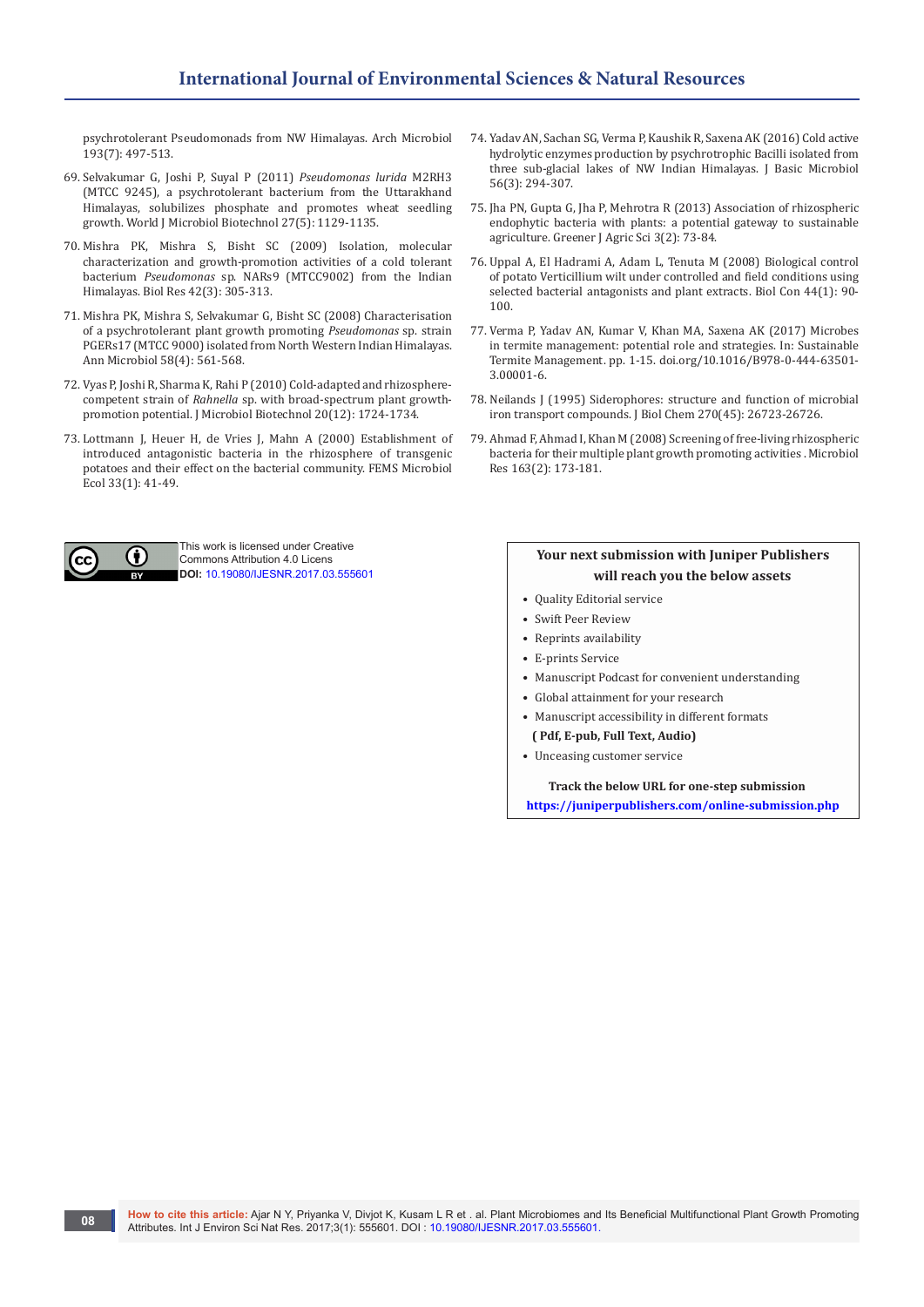psychrotolerant Pseudomonads from NW Himalayas. Arch Microbiol 193(7): 497-513.

69. Selvakumar G, Joshi P, Suyal P (2011) *Pseudomonas lurida* M2RH3 (MTCC 9245), a psychrotolerant bacterium from the Uttarakhand Himalayas, solubilizes phosphate and promotes wheat seedling growth. World J Microbiol Biotechnol 27(5): 1129-1135.
70. Mishra PK, Mishra S, Bisht SC (2009) Isolation, molecular characterization and growth-promotion activities of a cold tolerant bacterium *Pseudomonas* sp. NARs9 (MTCC9002) from the Indian Himalayas. Biol Res 42(3): 305-313.
71. Mishra PK, Mishra S, Selvakumar G, Bisht SC (2008) Characterisation of a psychrotolerant plant growth promoting *Pseudomonas* sp. strain PGERs17 (MTCC 9000) isolated from North Western Indian Himalayas. Ann Microbiol 58(4): 561-568.
72. Vyas P, Joshi R, Sharma K, Rahi P (2010) Cold-adapted and rhizosphere-competent strain of *Rahnella* sp. with broad-spectrum plant growth-promotion potential. J Microbiol Biotechnol 20(12): 1724-1734.
73. Lottmann J, Heuer H, de Vries J, Mahn A (2000) Establishment of introduced antagonistic bacteria in the rhizosphere of transgenic potatoes and their effect on the bacterial community. FEMS Microbiol Ecol 33(1): 41-49.
74. Yadav AN, Sachan SG, Verma P, Kaushik R, Saxena AK (2016) Cold active hydrolytic enzymes production by psychrotrophic Bacilli isolated from three sub-glacial lakes of NW Indian Himalayas. J Basic Microbiol 56(3): 294-307.
75. Jha PN, Gupta G, Jha P, Mehrotra R (2013) Association of rhizospheric endophytic bacteria with plants: a potential gateway to sustainable agriculture. Greener J Agric Sci 3(2): 73-84.
76. Uppal A, El Hadrami A, Adam L, Tenuta M (2008) Biological control of potato Verticillium wilt under controlled and field conditions using selected bacterial antagonists and plant extracts. Biol Con 44(1): 90-100.
77. Verma P, Yadav AN, Kumar V, Khan MA, Saxena AK (2017) Microbes in termite management: potential role and strategies. In: Sustainable Termite Management. pp. 1-15. doi.org/10.1016/B978-0-444-63501-3.00001-6.
78. Neilands J (1995) Siderophores: structure and function of microbial iron transport compounds. J Biol Chem 270(45): 26723-26726.
79. Ahmad F, Ahmad I, Khan M (2008) Screening of free-living rhizospheric bacteria for their multiple plant growth promoting activities . Microbiol Res 163(2): 173-181.

This work is licensed under Creative Commons Attribution 4.0 Licens
**DOI:** 10.19080/IJESNR.2017.03.555601

**Your next submission with Juniper Publishers will reach you the below assets**

- Quality Editorial service
- Swift Peer Review
- Reprints availability
- E-prints Service
- Manuscript Podcast for convenient understanding
- Global attainment for your research
- Manuscript accessibility in different formats
  **( Pdf, E-pub, Full Text, Audio)**
- Unceasing customer service

**Track the below URL for one-step submission**
**https://juniperpublishers.com/online-submission.php**

**How to cite this article:** Ajar N Y, Priyanka V, Divjot K, Kusam L R et . al. Plant Microbiomes and Its Beneficial Multifunctional Plant Growth Promoting Attributes. Int J Environ Sci Nat Res. 2017;3(1): 555601. DOI : 10.19080/IJESNR.2017.03.555601.